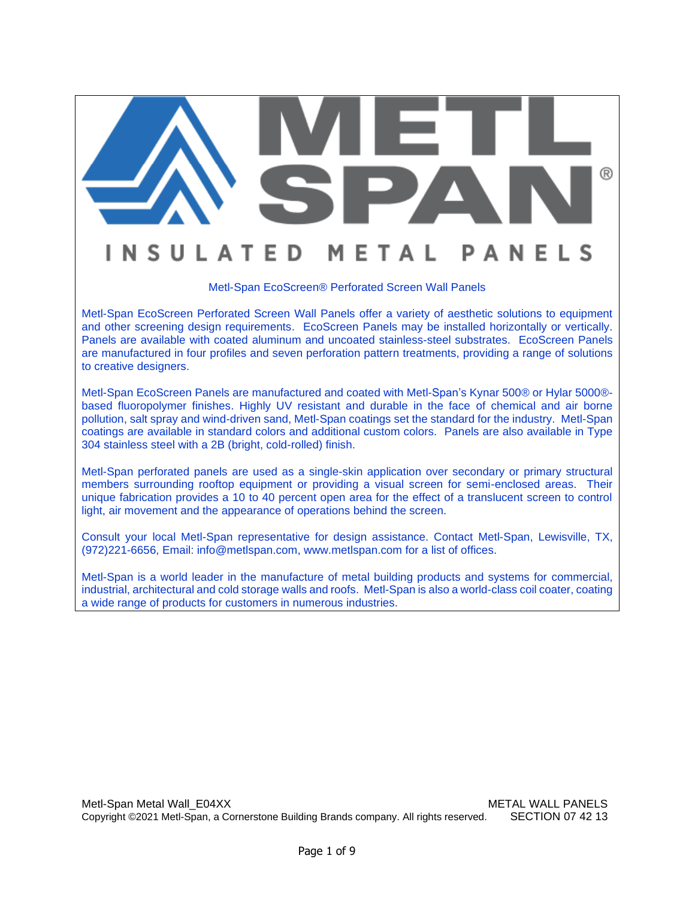# METL SPAN®

INSULATED METAL PANELS

## Metl-Span EcoScreen® Perforated Screen Wall Panels

Metl-Span EcoScreen Perforated Screen Wall Panels offer a variety of aesthetic solutions to equipment and other screening design requirements. EcoScreen Panels may be installed horizontally or vertically. Panels are available with coated aluminum and uncoated stainless-steel substrates. EcoScreen Panels are manufactured in four profiles and seven perforation pattern treatments, providing a range of solutions to creative designers.

Metl-Span EcoScreen Panels are manufactured and coated with Metl-Span's Kynar 500® or Hylar 5000®-based fluoropolymer finishes. Highly UV resistant and durable in the face of chemical and air borne pollution, salt spray and wind-driven sand, Metl-Span coatings set the standard for the industry. Metl-Span coatings are available in standard colors and additional custom colors. Panels are also available in Type 304 stainless steel with a 2B (bright, cold-rolled) finish.

Metl-Span perforated panels are used as a single-skin application over secondary or primary structural members surrounding rooftop equipment or providing a visual screen for semi-enclosed areas. Their unique fabrication provides a 10 to 40 percent open area for the effect of a translucent screen to control light, air movement and the appearance of operations behind the screen.

Consult your local Metl-Span representative for design assistance. Contact Metl-Span, Lewisville, TX, (972)221-6656, Email: info@metlspan.com, www.metlspan.com for a list of offices.

Metl-Span is a world leader in the manufacture of metal building products and systems for commercial, industrial, architectural and cold storage walls and roofs. Metl-Span is also a world-class coil coater, coating a wide range of products for customers in numerous industries.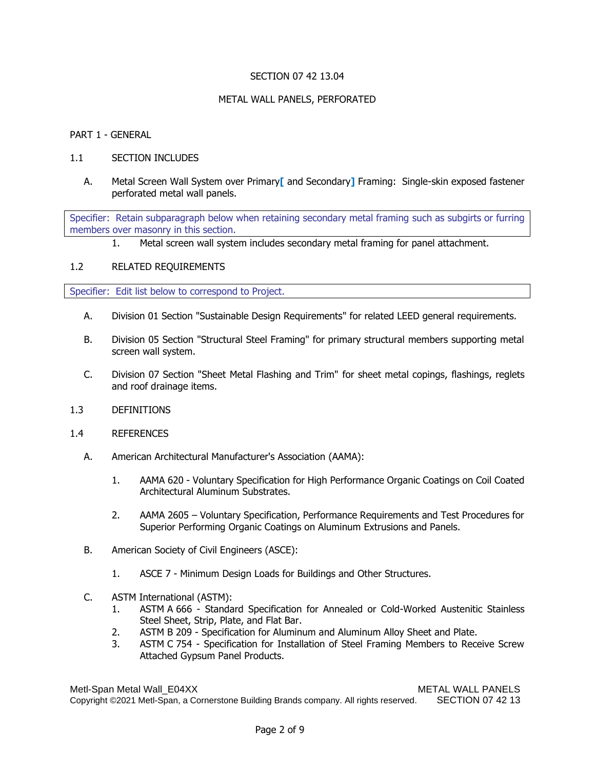SECTION 07 42 13.04

METAL WALL PANELS, PERFORATED

PART 1 - GENERAL

1.1 SECTION INCLUDES

A. Metal Screen Wall System over Primary[ and Secondary] Framing: Single-skin exposed fastener perforated metal wall panels.

Specifier: Retain subparagraph below when retaining secondary metal framing such as subgirts or furring members over masonry in this section.

1. Metal screen wall system includes secondary metal framing for panel attachment.

1.2 RELATED REQUIREMENTS

Specifier: Edit list below to correspond to Project.

A. Division 01 Section "Sustainable Design Requirements" for related LEED general requirements.

B. Division 05 Section "Structural Steel Framing" for primary structural members supporting metal screen wall system.

C. Division 07 Section "Sheet Metal Flashing and Trim" for sheet metal copings, flashings, reglets and roof drainage items.

1.3 DEFINITIONS

1.4 REFERENCES

A. American Architectural Manufacturer's Association (AAMA):

1. AAMA 620 - Voluntary Specification for High Performance Organic Coatings on Coil Coated Architectural Aluminum Substrates.

2. AAMA 2605 – Voluntary Specification, Performance Requirements and Test Procedures for Superior Performing Organic Coatings on Aluminum Extrusions and Panels.

B. American Society of Civil Engineers (ASCE):

1. ASCE 7 - Minimum Design Loads for Buildings and Other Structures.

C. ASTM International (ASTM):

1. ASTM A 666 - Standard Specification for Annealed or Cold-Worked Austenitic Stainless Steel Sheet, Strip, Plate, and Flat Bar.
2. ASTM B 209 - Specification for Aluminum and Aluminum Alloy Sheet and Plate.
3. ASTM C 754 - Specification for Installation of Steel Framing Members to Receive Screw Attached Gypsum Panel Products.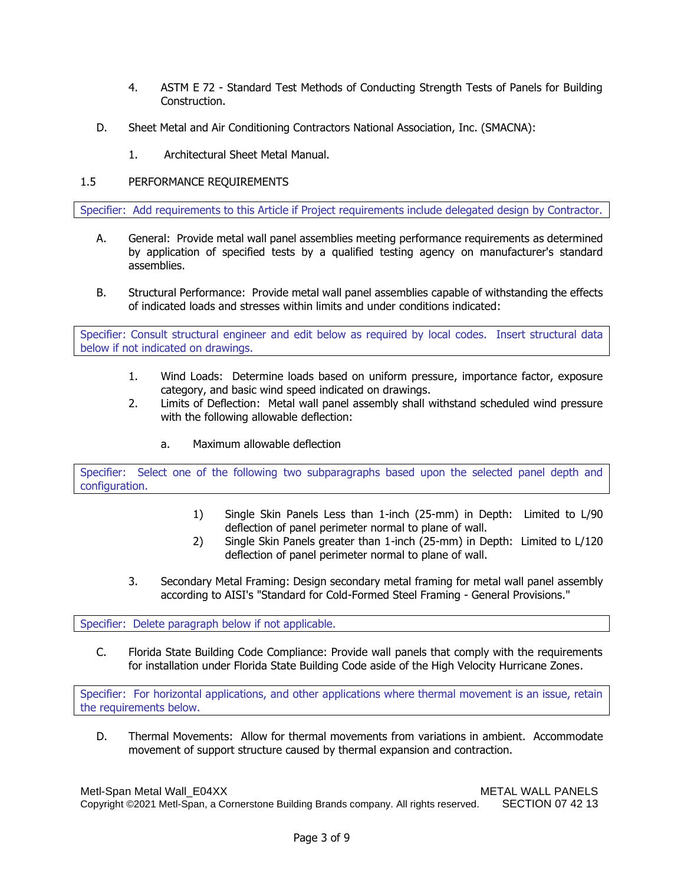4. ASTM E 72 - Standard Test Methods of Conducting Strength Tests of Panels for Building Construction.

D. Sheet Metal and Air Conditioning Contractors National Association, Inc. (SMACNA):

1. Architectural Sheet Metal Manual.

## 1.5 PERFORMANCE REQUIREMENTS

> Specifier: Add requirements to this Article if Project requirements include delegated design by Contractor.

A. General: Provide metal wall panel assemblies meeting performance requirements as determined by application of specified tests by a qualified testing agency on manufacturer's standard assemblies.

B. Structural Performance: Provide metal wall panel assemblies capable of withstanding the effects of indicated loads and stresses within limits and under conditions indicated:

> Specifier: Consult structural engineer and edit below as required by local codes. Insert structural data below if not indicated on drawings.

1. Wind Loads: Determine loads based on uniform pressure, importance factor, exposure category, and basic wind speed indicated on drawings.
2. Limits of Deflection: Metal wall panel assembly shall withstand scheduled wind pressure with the following allowable deflection:

   a. Maximum allowable deflection

> Specifier: Select one of the following two subparagraphs based upon the selected panel depth and configuration.

1) Single Skin Panels Less than 1-inch (25-mm) in Depth: Limited to L/90 deflection of panel perimeter normal to plane of wall.
2) Single Skin Panels greater than 1-inch (25-mm) in Depth: Limited to L/120 deflection of panel perimeter normal to plane of wall.

3. Secondary Metal Framing: Design secondary metal framing for metal wall panel assembly according to AISI's "Standard for Cold-Formed Steel Framing - General Provisions."

> Specifier: Delete paragraph below if not applicable.

C. Florida State Building Code Compliance: Provide wall panels that comply with the requirements for installation under Florida State Building Code aside of the High Velocity Hurricane Zones.

> Specifier: For horizontal applications, and other applications where thermal movement is an issue, retain the requirements below.

D. Thermal Movements: Allow for thermal movements from variations in ambient. Accommodate movement of support structure caused by thermal expansion and contraction.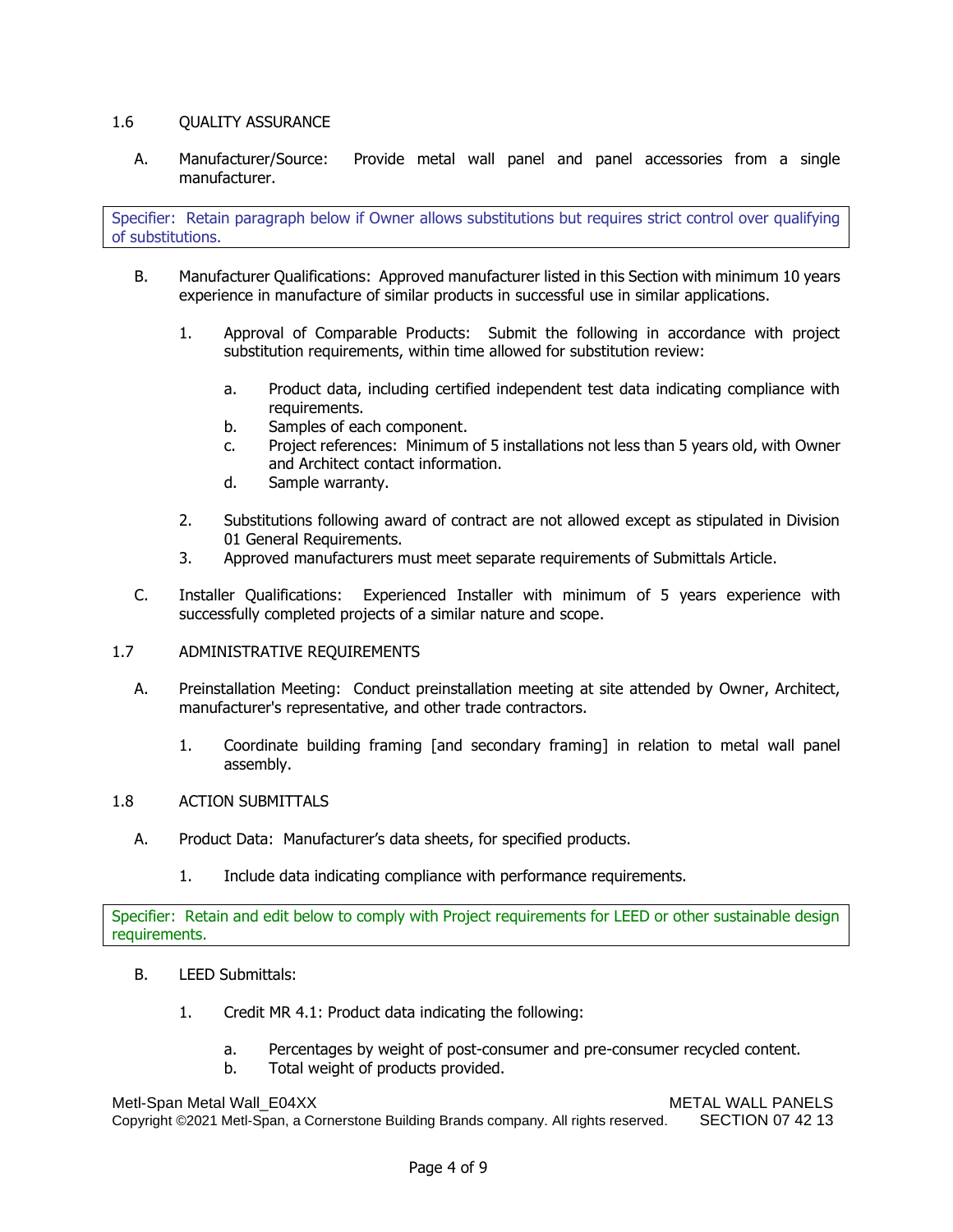## 1.6 QUALITY ASSURANCE

A. Manufacturer/Source: Provide metal wall panel and panel accessories from a single manufacturer.

> Specifier: Retain paragraph below if Owner allows substitutions but requires strict control over qualifying of substitutions.

B. Manufacturer Qualifications: Approved manufacturer listed in this Section with minimum 10 years experience in manufacture of similar products in successful use in similar applications.

1. Approval of Comparable Products: Submit the following in accordance with project substitution requirements, within time allowed for substitution review:

   a. Product data, including certified independent test data indicating compliance with requirements.
   b. Samples of each component.
   c. Project references: Minimum of 5 installations not less than 5 years old, with Owner and Architect contact information.
   d. Sample warranty.

2. Substitutions following award of contract are not allowed except as stipulated in Division 01 General Requirements.
3. Approved manufacturers must meet separate requirements of Submittals Article.

C. Installer Qualifications: Experienced Installer with minimum of 5 years experience with successfully completed projects of a similar nature and scope.

## 1.7 ADMINISTRATIVE REQUIREMENTS

A. Preinstallation Meeting: Conduct preinstallation meeting at site attended by Owner, Architect, manufacturer's representative, and other trade contractors.

1. Coordinate building framing [and secondary framing] in relation to metal wall panel assembly.

## 1.8 ACTION SUBMITTALS

A. Product Data: Manufacturer's data sheets, for specified products.

1. Include data indicating compliance with performance requirements.

> Specifier: Retain and edit below to comply with Project requirements for LEED or other sustainable design requirements.

B. LEED Submittals:

1. Credit MR 4.1: Product data indicating the following:

   a. Percentages by weight of post-consumer and pre-consumer recycled content.
   b. Total weight of products provided.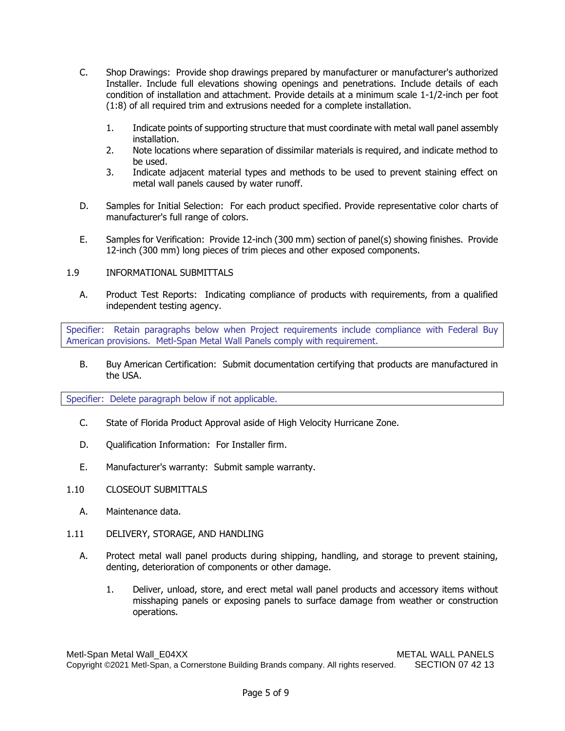C. Shop Drawings: Provide shop drawings prepared by manufacturer or manufacturer's authorized Installer. Include full elevations showing openings and penetrations. Include details of each condition of installation and attachment. Provide details at a minimum scale 1-1/2-inch per foot (1:8) of all required trim and extrusions needed for a complete installation.

   1. Indicate points of supporting structure that must coordinate with metal wall panel assembly installation.
   2. Note locations where separation of dissimilar materials is required, and indicate method to be used.
   3. Indicate adjacent material types and methods to be used to prevent staining effect on metal wall panels caused by water runoff.

D. Samples for Initial Selection: For each product specified. Provide representative color charts of manufacturer's full range of colors.

E. Samples for Verification: Provide 12-inch (300 mm) section of panel(s) showing finishes. Provide 12-inch (300 mm) long pieces of trim pieces and other exposed components.

## 1.9 INFORMATIONAL SUBMITTALS

A. Product Test Reports: Indicating compliance of products with requirements, from a qualified independent testing agency.

> Specifier: Retain paragraphs below when Project requirements include compliance with Federal Buy American provisions. Metl-Span Metal Wall Panels comply with requirement.

B. Buy American Certification: Submit documentation certifying that products are manufactured in the USA.

> Specifier: Delete paragraph below if not applicable.

C. State of Florida Product Approval aside of High Velocity Hurricane Zone.

D. Qualification Information: For Installer firm.

E. Manufacturer's warranty: Submit sample warranty.

## 1.10 CLOSEOUT SUBMITTALS

A. Maintenance data.

## 1.11 DELIVERY, STORAGE, AND HANDLING

A. Protect metal wall panel products during shipping, handling, and storage to prevent staining, denting, deterioration of components or other damage.

   1. Deliver, unload, store, and erect metal wall panel products and accessory items without misshaping panels or exposing panels to surface damage from weather or construction operations.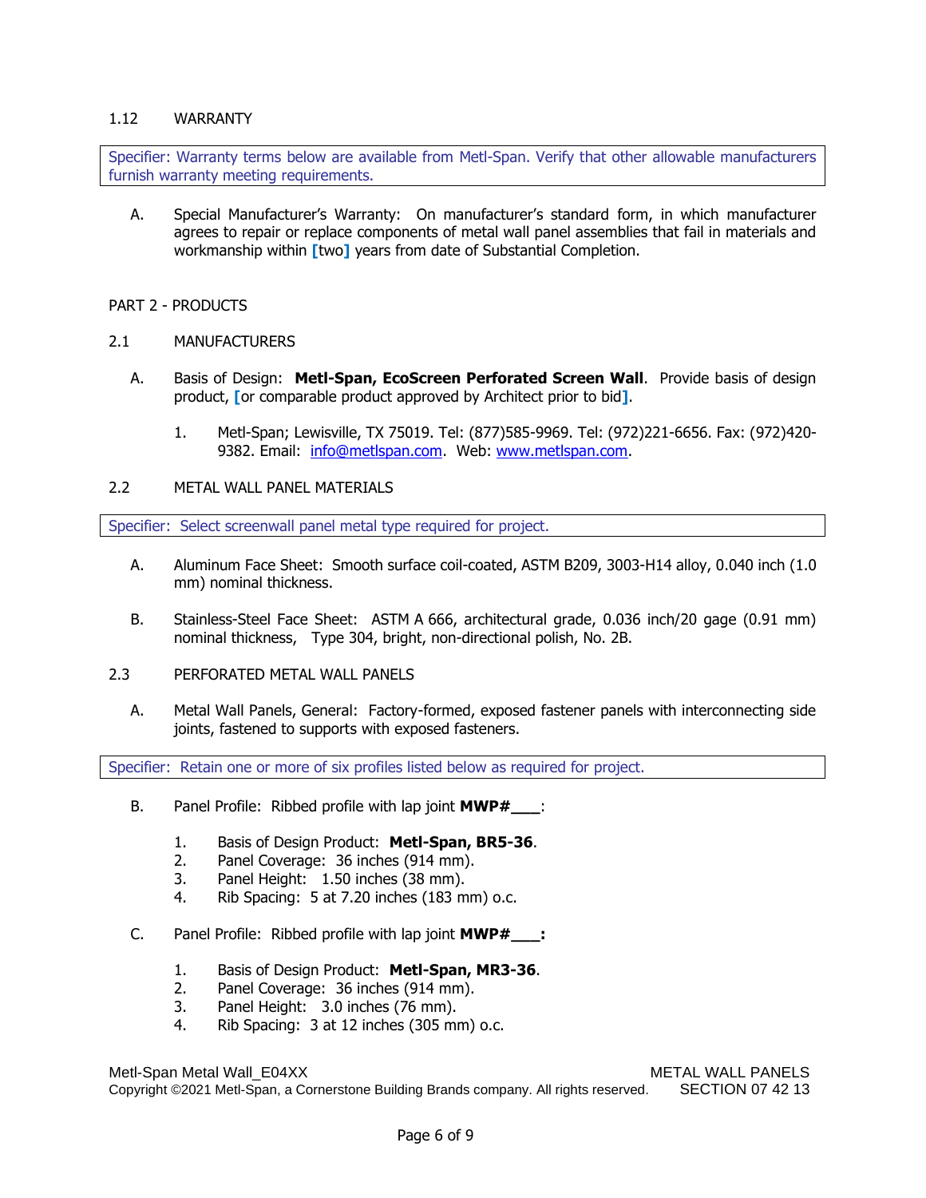### 1.12 WARRANTY

> Specifier: Warranty terms below are available from Metl-Span. Verify that other allowable manufacturers furnish warranty meeting requirements.

A. Special Manufacturer's Warranty: On manufacturer's standard form, in which manufacturer agrees to repair or replace components of metal wall panel assemblies that fail in materials and workmanship within [two] years from date of Substantial Completion.

## PART 2 - PRODUCTS

### 2.1 MANUFACTURERS

A. Basis of Design: **Metl-Span, EcoScreen Perforated Screen Wall**. Provide basis of design product, [or comparable product approved by Architect prior to bid].

1. Metl-Span; Lewisville, TX 75019. Tel: (877)585-9969. Tel: (972)221-6656. Fax: (972)420-9382. Email: info@metlspan.com. Web: www.metlspan.com.

### 2.2 METAL WALL PANEL MATERIALS

> Specifier: Select screenwall panel metal type required for project.

A. Aluminum Face Sheet: Smooth surface coil-coated, ASTM B209, 3003-H14 alloy, 0.040 inch (1.0 mm) nominal thickness.

B. Stainless-Steel Face Sheet: ASTM A 666, architectural grade, 0.036 inch/20 gage (0.91 mm) nominal thickness, Type 304, bright, non-directional polish, No. 2B.

### 2.3 PERFORATED METAL WALL PANELS

A. Metal Wall Panels, General: Factory-formed, exposed fastener panels with interconnecting side joints, fastened to supports with exposed fasteners.

> Specifier: Retain one or more of six profiles listed below as required for project.

B. Panel Profile: Ribbed profile with lap joint **MWP#___**:

1. Basis of Design Product: **Metl-Span, BR5-36**.
2. Panel Coverage: 36 inches (914 mm).
3. Panel Height: 1.50 inches (38 mm).
4. Rib Spacing: 5 at 7.20 inches (183 mm) o.c.

C. Panel Profile: Ribbed profile with lap joint **MWP#___:**

1. Basis of Design Product: **Metl-Span, MR3-36**.
2. Panel Coverage: 36 inches (914 mm).
3. Panel Height: 3.0 inches (76 mm).
4. Rib Spacing: 3 at 12 inches (305 mm) o.c.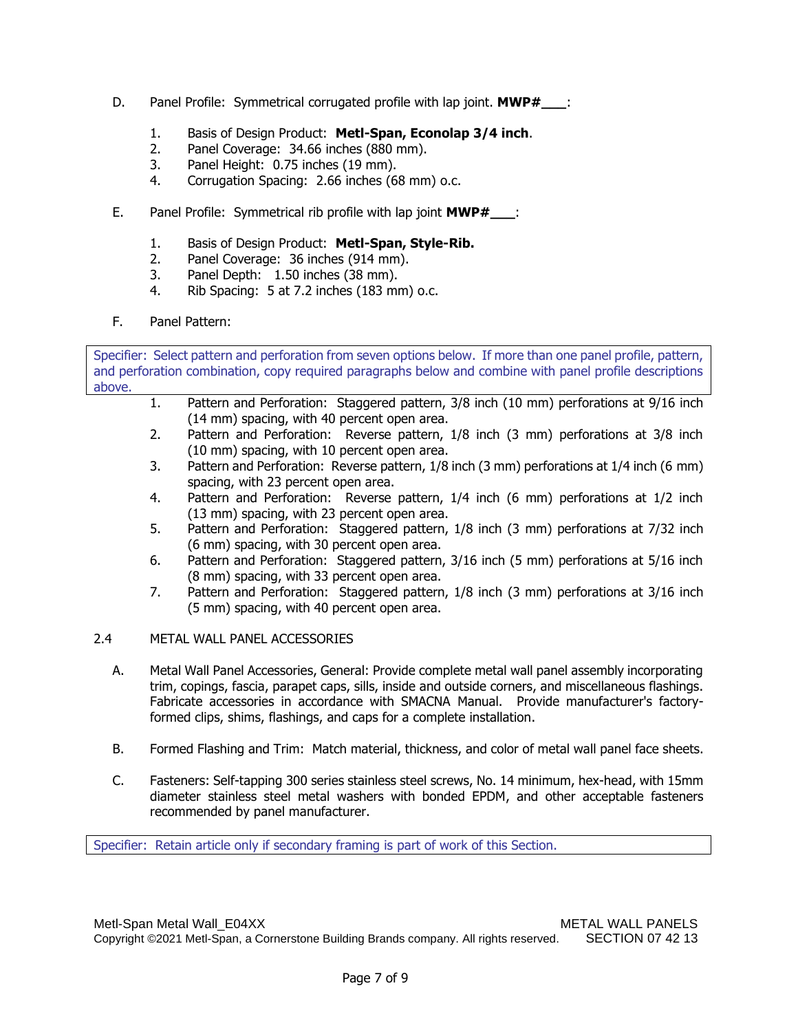D. Panel Profile: Symmetrical corrugated profile with lap joint. **MWP#\_\_\_**:

1. Basis of Design Product: **Metl-Span, Econolap 3/4 inch**.
2. Panel Coverage: 34.66 inches (880 mm).
3. Panel Height: 0.75 inches (19 mm).
4. Corrugation Spacing: 2.66 inches (68 mm) o.c.

E. Panel Profile: Symmetrical rib profile with lap joint **MWP#\_\_\_**:

1. Basis of Design Product: **Metl-Span, Style-Rib.**
2. Panel Coverage: 36 inches (914 mm).
3. Panel Depth: 1.50 inches (38 mm).
4. Rib Spacing: 5 at 7.2 inches (183 mm) o.c.

F. Panel Pattern:

> Specifier: Select pattern and perforation from seven options below. If more than one panel profile, pattern, and perforation combination, copy required paragraphs below and combine with panel profile descriptions above.

1. Pattern and Perforation: Staggered pattern, 3/8 inch (10 mm) perforations at 9/16 inch (14 mm) spacing, with 40 percent open area.
2. Pattern and Perforation: Reverse pattern, 1/8 inch (3 mm) perforations at 3/8 inch (10 mm) spacing, with 10 percent open area.
3. Pattern and Perforation: Reverse pattern, 1/8 inch (3 mm) perforations at 1/4 inch (6 mm) spacing, with 23 percent open area.
4. Pattern and Perforation: Reverse pattern, 1/4 inch (6 mm) perforations at 1/2 inch (13 mm) spacing, with 23 percent open area.
5. Pattern and Perforation: Staggered pattern, 1/8 inch (3 mm) perforations at 7/32 inch (6 mm) spacing, with 30 percent open area.
6. Pattern and Perforation: Staggered pattern, 3/16 inch (5 mm) perforations at 5/16 inch (8 mm) spacing, with 33 percent open area.
7. Pattern and Perforation: Staggered pattern, 1/8 inch (3 mm) perforations at 3/16 inch (5 mm) spacing, with 40 percent open area.

## 2.4 METAL WALL PANEL ACCESSORIES

A. Metal Wall Panel Accessories, General: Provide complete metal wall panel assembly incorporating trim, copings, fascia, parapet caps, sills, inside and outside corners, and miscellaneous flashings. Fabricate accessories in accordance with SMACNA Manual. Provide manufacturer's factory-formed clips, shims, flashings, and caps for a complete installation.

B. Formed Flashing and Trim: Match material, thickness, and color of metal wall panel face sheets.

C. Fasteners: Self-tapping 300 series stainless steel screws, No. 14 minimum, hex-head, with 15mm diameter stainless steel metal washers with bonded EPDM, and other acceptable fasteners recommended by panel manufacturer.

> Specifier: Retain article only if secondary framing is part of work of this Section.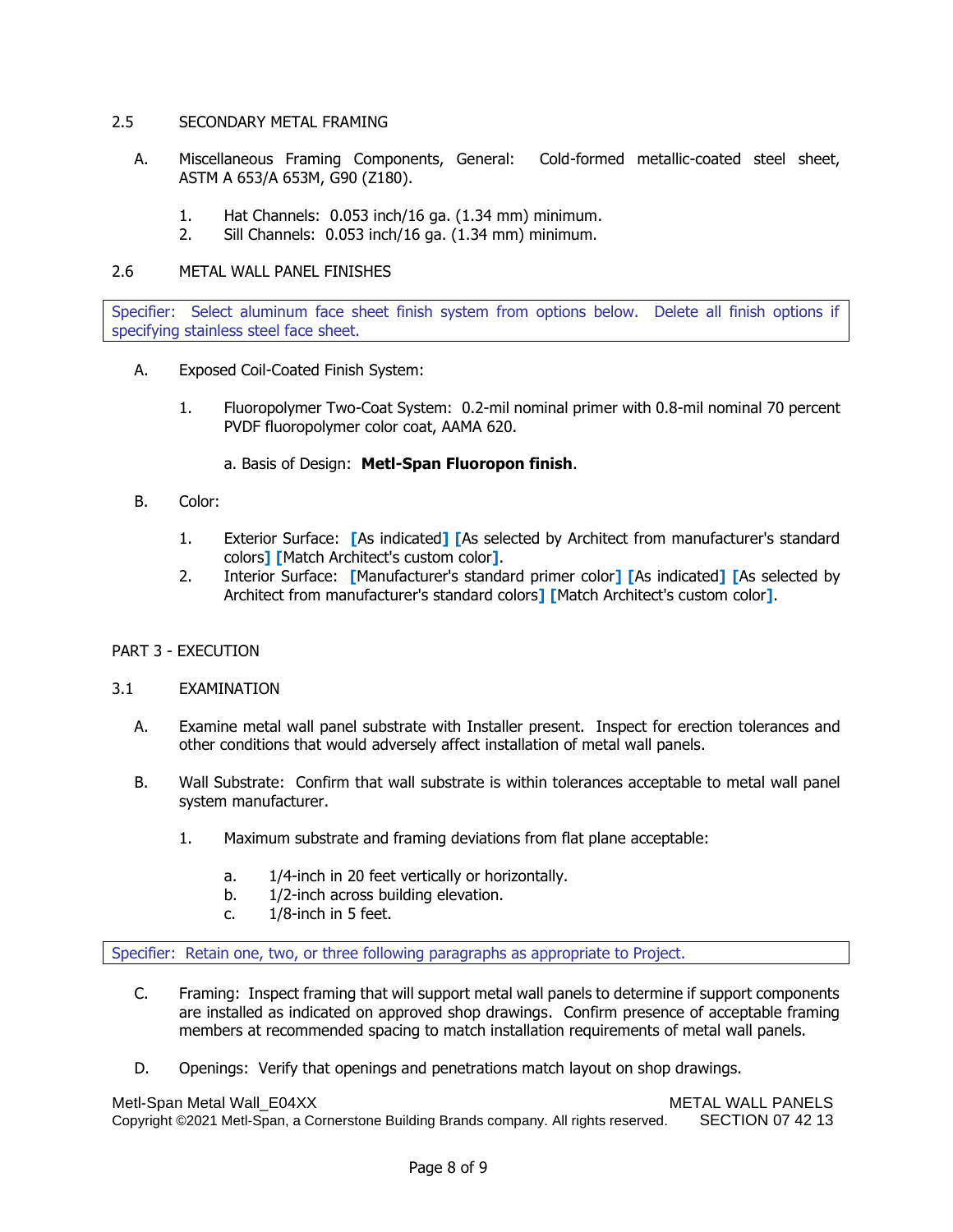## 2.5 SECONDARY METAL FRAMING

A. Miscellaneous Framing Components, General: Cold-formed metallic-coated steel sheet, ASTM A 653/A 653M, G90 (Z180).

1. Hat Channels: 0.053 inch/16 ga. (1.34 mm) minimum.
2. Sill Channels: 0.053 inch/16 ga. (1.34 mm) minimum.

## 2.6 METAL WALL PANEL FINISHES

> Specifier: Select aluminum face sheet finish system from options below. Delete all finish options if specifying stainless steel face sheet.

A. Exposed Coil-Coated Finish System:

1. Fluoropolymer Two-Coat System: 0.2-mil nominal primer with 0.8-mil nominal 70 percent PVDF fluoropolymer color coat, AAMA 620.

   a. Basis of Design: **Metl-Span Fluoropon finish**.

B. Color:

1. Exterior Surface: [As indicated] [As selected by Architect from manufacturer's standard colors] [Match Architect's custom color].
2. Interior Surface: [Manufacturer's standard primer color] [As indicated] [As selected by Architect from manufacturer's standard colors] [Match Architect's custom color].

# PART 3 - EXECUTION

## 3.1 EXAMINATION

A. Examine metal wall panel substrate with Installer present. Inspect for erection tolerances and other conditions that would adversely affect installation of metal wall panels.

B. Wall Substrate: Confirm that wall substrate is within tolerances acceptable to metal wall panel system manufacturer.

1. Maximum substrate and framing deviations from flat plane acceptable:

   a. 1/4-inch in 20 feet vertically or horizontally.
   b. 1/2-inch across building elevation.
   c. 1/8-inch in 5 feet.

> Specifier: Retain one, two, or three following paragraphs as appropriate to Project.

C. Framing: Inspect framing that will support metal wall panels to determine if support components are installed as indicated on approved shop drawings. Confirm presence of acceptable framing members at recommended spacing to match installation requirements of metal wall panels.

D. Openings: Verify that openings and penetrations match layout on shop drawings.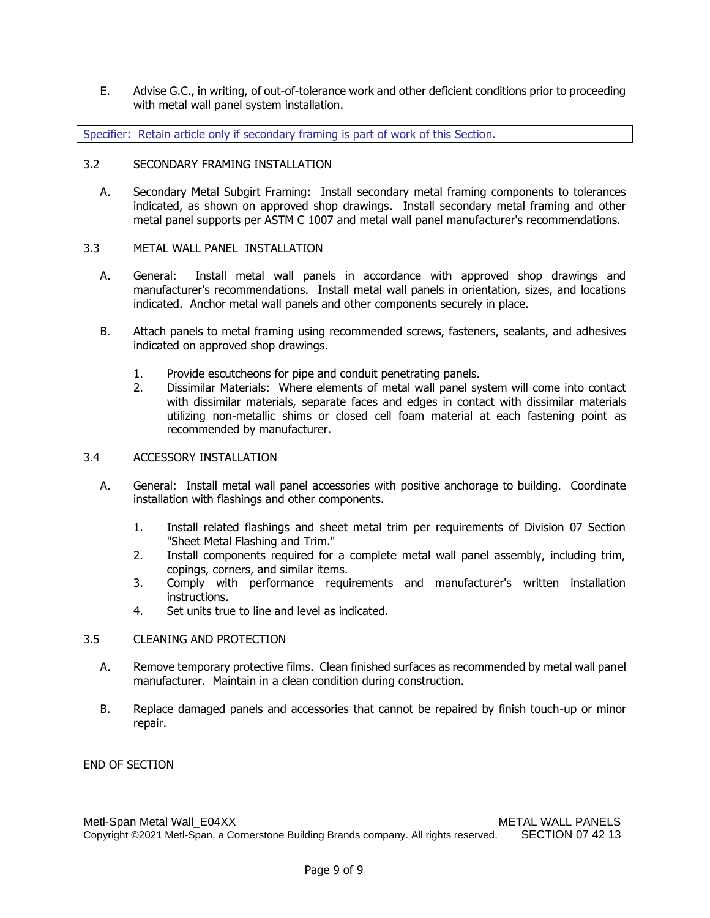E. Advise G.C., in writing, of out-of-tolerance work and other deficient conditions prior to proceeding with metal wall panel system installation.

> Specifier: Retain article only if secondary framing is part of work of this Section.

## 3.2 SECONDARY FRAMING INSTALLATION

A. Secondary Metal Subgirt Framing: Install secondary metal framing components to tolerances indicated, as shown on approved shop drawings. Install secondary metal framing and other metal panel supports per ASTM C 1007 and metal wall panel manufacturer's recommendations.

## 3.3 METAL WALL PANEL INSTALLATION

A. General: Install metal wall panels in accordance with approved shop drawings and manufacturer's recommendations. Install metal wall panels in orientation, sizes, and locations indicated. Anchor metal wall panels and other components securely in place.

B. Attach panels to metal framing using recommended screws, fasteners, sealants, and adhesives indicated on approved shop drawings.

1. Provide escutcheons for pipe and conduit penetrating panels.
2. Dissimilar Materials: Where elements of metal wall panel system will come into contact with dissimilar materials, separate faces and edges in contact with dissimilar materials utilizing non-metallic shims or closed cell foam material at each fastening point as recommended by manufacturer.

## 3.4 ACCESSORY INSTALLATION

A. General: Install metal wall panel accessories with positive anchorage to building. Coordinate installation with flashings and other components.

1. Install related flashings and sheet metal trim per requirements of Division 07 Section "Sheet Metal Flashing and Trim."
2. Install components required for a complete metal wall panel assembly, including trim, copings, corners, and similar items.
3. Comply with performance requirements and manufacturer's written installation instructions.
4. Set units true to line and level as indicated.

## 3.5 CLEANING AND PROTECTION

A. Remove temporary protective films. Clean finished surfaces as recommended by metal wall panel manufacturer. Maintain in a clean condition during construction.

B. Replace damaged panels and accessories that cannot be repaired by finish touch-up or minor repair.

END OF SECTION